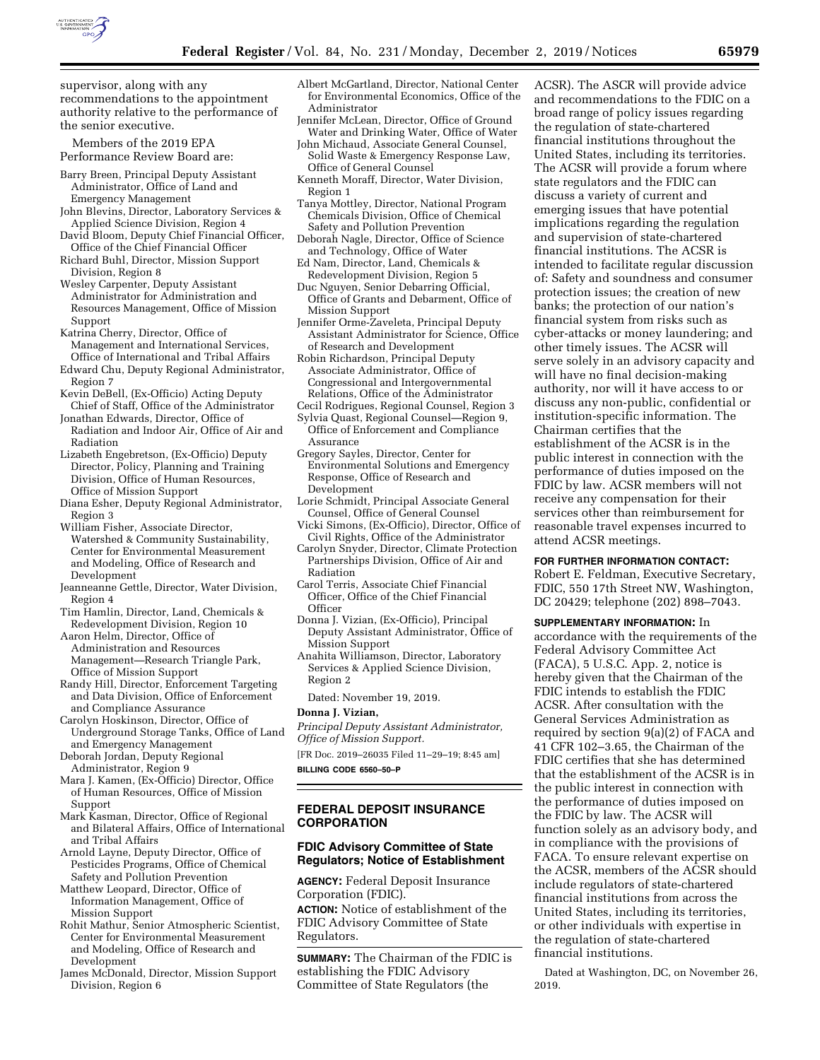supervisor, along with any recommendations to the appointment authority relative to the performance of the senior executive.

Members of the 2019 EPA Performance Review Board are:

Barry Breen, Principal Deputy Assistant Administrator, Office of Land and Emergency Management
John Blevins, Director, Laboratory Services & Applied Science Division, Region 4
David Bloom, Deputy Chief Financial Officer, Office of the Chief Financial Officer
Richard Buhl, Director, Mission Support Division, Region 8
Wesley Carpenter, Deputy Assistant Administrator for Administration and Resources Management, Office of Mission Support
Katrina Cherry, Director, Office of Management and International Services, Office of International and Tribal Affairs
Edward Chu, Deputy Regional Administrator, Region 7
Kevin DeBell, (Ex-Officio) Acting Deputy Chief of Staff, Office of the Administrator
Jonathan Edwards, Director, Office of Radiation and Indoor Air, Office of Air and Radiation
Lizabeth Engebretson, (Ex-Officio) Deputy Director, Policy, Planning and Training Division, Office of Human Resources, Office of Mission Support
Diana Esher, Deputy Regional Administrator, Region 3
William Fisher, Associate Director, Watershed & Community Sustainability, Center for Environmental Measurement and Modeling, Office of Research and Development
Jeanneanne Gettle, Director, Water Division, Region 4
Tim Hamlin, Director, Land, Chemicals & Redevelopment Division, Region 10
Aaron Helm, Director, Office of Administration and Resources Management—Research Triangle Park, Office of Mission Support
Randy Hill, Director, Enforcement Targeting and Data Division, Office of Enforcement and Compliance Assurance
Carolyn Hoskinson, Director, Office of Underground Storage Tanks, Office of Land and Emergency Management
Deborah Jordan, Deputy Regional Administrator, Region 9
Mara J. Kamen, (Ex-Officio) Director, Office of Human Resources, Office of Mission Support
Mark Kasman, Director, Office of Regional and Bilateral Affairs, Office of International and Tribal Affairs
Arnold Layne, Deputy Director, Office of Pesticides Programs, Office of Chemical Safety and Pollution Prevention
Matthew Leopard, Director, Office of Information Management, Office of Mission Support
Rohit Mathur, Senior Atmospheric Scientist, Center for Environmental Measurement and Modeling, Office of Research and Development
James McDonald, Director, Mission Support Division, Region 6
Albert McGartland, Director, National Center for Environmental Economics, Office of the Administrator
Jennifer McLean, Director, Office of Ground Water and Drinking Water, Office of Water
John Michaud, Associate General Counsel, Solid Waste & Emergency Response Law, Office of General Counsel
Kenneth Moraff, Director, Water Division, Region 1
Tanya Mottley, Director, National Program Chemicals Division, Office of Chemical Safety and Pollution Prevention
Deborah Nagle, Director, Office of Science and Technology, Office of Water
Ed Nam, Director, Land, Chemicals & Redevelopment Division, Region 5
Duc Nguyen, Senior Debarring Official, Office of Grants and Debarment, Office of Mission Support
Jennifer Orme-Zaveleta, Principal Deputy Assistant Administrator for Science, Office of Research and Development
Robin Richardson, Principal Deputy Associate Administrator, Office of Congressional and Intergovernmental Relations, Office of the Administrator
Cecil Rodrigues, Regional Counsel, Region 3
Sylvia Quast, Regional Counsel—Region 9, Office of Enforcement and Compliance Assurance
Gregory Sayles, Director, Center for Environmental Solutions and Emergency Response, Office of Research and Development
Lorie Schmidt, Principal Associate General Counsel, Office of General Counsel
Vicki Simons, (Ex-Officio), Director, Office of Civil Rights, Office of the Administrator
Carolyn Snyder, Director, Climate Protection Partnerships Division, Office of Air and Radiation
Carol Terris, Associate Chief Financial Officer, Office of the Chief Financial Officer
Donna J. Vizian, (Ex-Officio), Principal Deputy Assistant Administrator, Office of Mission Support
Anahita Williamson, Director, Laboratory Services & Applied Science Division, Region 2

Dated: November 19, 2019.

**Donna J. Vizian,**

*Principal Deputy Assistant Administrator, Office of Mission Support.*

[FR Doc. 2019–26035 Filed 11–29–19; 8:45 am]

**BILLING CODE 6560–50–P**

## FEDERAL DEPOSIT INSURANCE CORPORATION

### FDIC Advisory Committee of State Regulators; Notice of Establishment

**AGENCY:** Federal Deposit Insurance Corporation (FDIC).

**ACTION:** Notice of establishment of the FDIC Advisory Committee of State Regulators.

**SUMMARY:** The Chairman of the FDIC is establishing the FDIC Advisory Committee of State Regulators (the ACSR). The ASCR will provide advice and recommendations to the FDIC on a broad range of policy issues regarding the regulation of state-chartered financial institutions throughout the United States, including its territories. The ACSR will provide a forum where state regulators and the FDIC can discuss a variety of current and emerging issues that have potential implications regarding the regulation and supervision of state-chartered financial institutions. The ACSR is intended to facilitate regular discussion of: Safety and soundness and consumer protection issues; the creation of new banks; the protection of our nation's financial system from risks such as cyber-attacks or money laundering; and other timely issues. The ACSR will serve solely in an advisory capacity and will have no final decision-making authority, nor will it have access to or discuss any non-public, confidential or institution-specific information. The Chairman certifies that the establishment of the ACSR is in the public interest in connection with the performance of duties imposed on the FDIC by law. ACSR members will not receive any compensation for their services other than reimbursement for reasonable travel expenses incurred to attend ACSR meetings.

**FOR FURTHER INFORMATION CONTACT:** Robert E. Feldman, Executive Secretary, FDIC, 550 17th Street NW, Washington, DC 20429; telephone (202) 898–7043.

**SUPPLEMENTARY INFORMATION:** In accordance with the requirements of the Federal Advisory Committee Act (FACA), 5 U.S.C. App. 2, notice is hereby given that the Chairman of the FDIC intends to establish the FDIC ACSR. After consultation with the General Services Administration as required by section 9(a)(2) of FACA and 41 CFR 102–3.65, the Chairman of the FDIC certifies that she has determined that the establishment of the ACSR is in the public interest in connection with the performance of duties imposed on the FDIC by law. The ACSR will function solely as an advisory body, and in compliance with the provisions of FACA. To ensure relevant expertise on the ACSR, members of the ACSR should include regulators of state-chartered financial institutions from across the United States, including its territories, or other individuals with expertise in the regulation of state-chartered financial institutions.

Dated at Washington, DC, on November 26, 2019.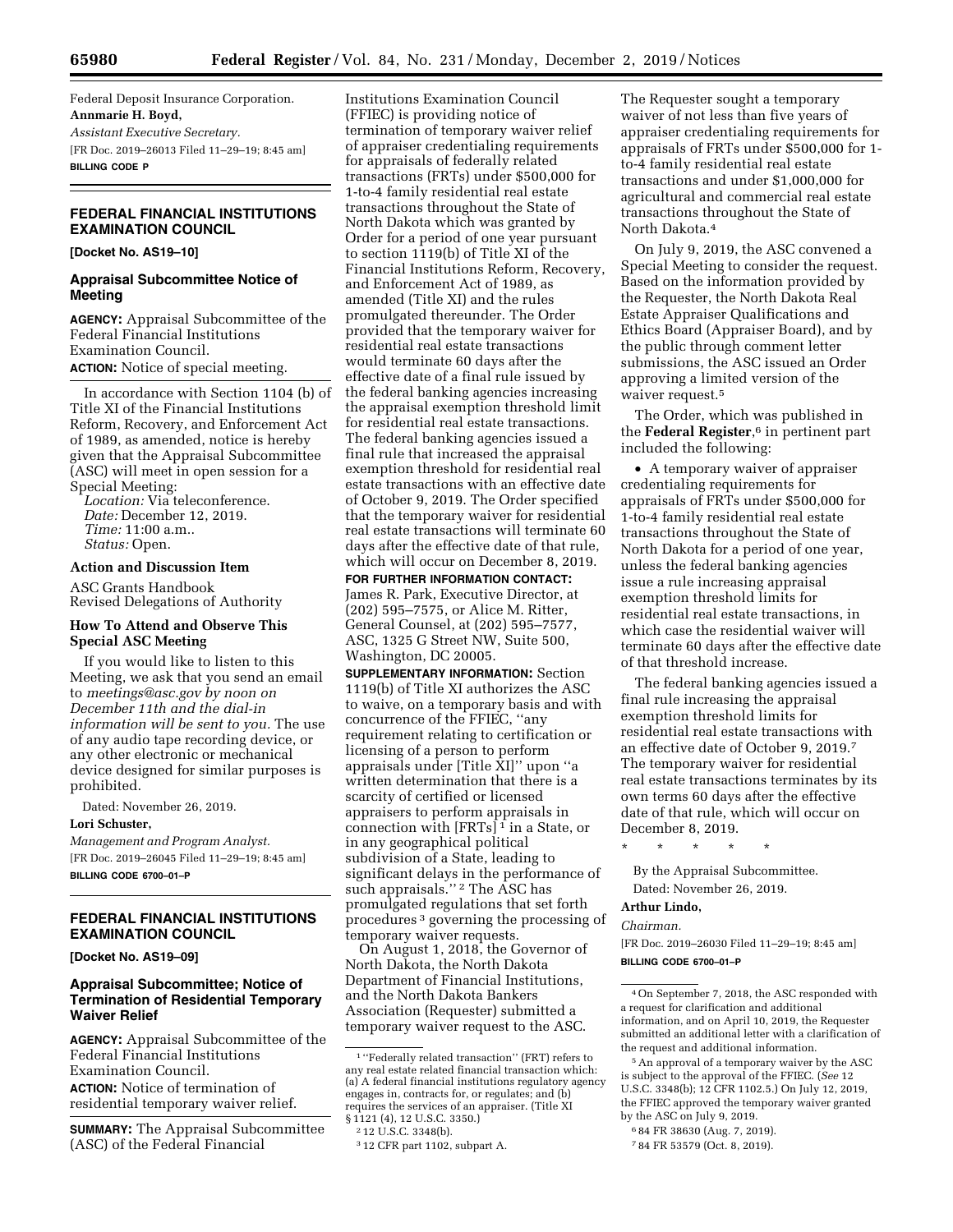Federal Deposit Insurance Corporation.

**Annmarie H. Boyd,**

*Assistant Executive Secretary.*

[FR Doc. 2019–26013 Filed 11–29–19; 8:45 am]

**BILLING CODE P**

## FEDERAL FINANCIAL INSTITUTIONS EXAMINATION COUNCIL

**[Docket No. AS19–10]**

### Appraisal Subcommittee Notice of Meeting

**AGENCY:** Appraisal Subcommittee of the Federal Financial Institutions Examination Council.

**ACTION:** Notice of special meeting.

In accordance with Section 1104 (b) of Title XI of the Financial Institutions Reform, Recovery, and Enforcement Act of 1989, as amended, notice is hereby given that the Appraisal Subcommittee (ASC) will meet in open session for a Special Meeting:

*Location:* Via teleconference.
*Date:* December 12, 2019.
*Time:* 11:00 a.m..
*Status:* Open.

#### Action and Discussion Item

ASC Grants Handbook
Revised Delegations of Authority

#### How To Attend and Observe This Special ASC Meeting

If you would like to listen to this Meeting, we ask that you send an email to *meetings@asc.gov by noon on December 11th and the dial-in information will be sent to you.* The use of any audio tape recording device, or any other electronic or mechanical device designed for similar purposes is prohibited.

Dated: November 26, 2019.

**Lori Schuster,**

*Management and Program Analyst.*

[FR Doc. 2019–26045 Filed 11–29–19; 8:45 am]

**BILLING CODE 6700–01–P**

## FEDERAL FINANCIAL INSTITUTIONS EXAMINATION COUNCIL

**[Docket No. AS19–09]**

### Appraisal Subcommittee; Notice of Termination of Residential Temporary Waiver Relief

**AGENCY:** Appraisal Subcommittee of the Federal Financial Institutions Examination Council.

**ACTION:** Notice of termination of residential temporary waiver relief.

**SUMMARY:** The Appraisal Subcommittee (ASC) of the Federal Financial Institutions Examination Council (FFIEC) is providing notice of termination of temporary waiver relief of appraiser credentialing requirements for appraisals of federally related transactions (FRTs) under $500,000 for 1-to-4 family residential real estate transactions throughout the State of North Dakota which was granted by Order for a period of one year pursuant to section 1119(b) of Title XI of the Financial Institutions Reform, Recovery, and Enforcement Act of 1989, as amended (Title XI) and the rules promulgated thereunder. The Order provided that the temporary waiver for residential real estate transactions would terminate 60 days after the effective date of a final rule issued by the federal banking agencies increasing the appraisal exemption threshold limit for residential real estate transactions. The federal banking agencies issued a final rule that increased the appraisal exemption threshold for residential real estate transactions with an effective date of October 9, 2019. The Order specified that the temporary waiver for residential real estate transactions will terminate 60 days after the effective date of that rule, which will occur on December 8, 2019.

**FOR FURTHER INFORMATION CONTACT:** James R. Park, Executive Director, at (202) 595–7575, or Alice M. Ritter, General Counsel, at (202) 595–7577, ASC, 1325 G Street NW, Suite 500, Washington, DC 20005.

**SUPPLEMENTARY INFORMATION:** Section 1119(b) of Title XI authorizes the ASC to waive, on a temporary basis and with concurrence of the FFIEC, ''any requirement relating to certification or licensing of a person to perform appraisals under [Title XI]'' upon ''a written determination that there is a scarcity of certified or licensed appraisers to perform appraisals in connection with [FRTs] [1] in a State, or in any geographical political subdivision of a State, leading to significant delays in the performance of such appraisals.'' [2] The ASC has promulgated regulations that set forth procedures [3] governing the processing of temporary waiver requests.

On August 1, 2018, the Governor of North Dakota, the North Dakota Department of Financial Institutions, and the North Dakota Bankers Association (Requester) submitted a temporary waiver request to the ASC. The Requester sought a temporary waiver of not less than five years of appraiser credentialing requirements for appraisals of FRTs under $500,000 for 1-to-4 family residential real estate transactions and under $1,000,000 for agricultural and commercial real estate transactions throughout the State of North Dakota.[4]

On July 9, 2019, the ASC convened a Special Meeting to consider the request. Based on the information provided by the Requester, the North Dakota Real Estate Appraiser Qualifications and Ethics Board (Appraiser Board), and by the public through comment letter submissions, the ASC issued an Order approving a limited version of the waiver request.[5]

The Order, which was published in the **Federal Register**,[6] in pertinent part included the following:

- A temporary waiver of appraiser credentialing requirements for appraisals of FRTs under $500,000 for 1-to-4 family residential real estate transactions throughout the State of North Dakota for a period of one year, unless the federal banking agencies issue a rule increasing appraisal exemption threshold limits for residential real estate transactions, in which case the residential waiver will terminate 60 days after the effective date of that threshold increase.

The federal banking agencies issued a final rule increasing the appraisal exemption threshold limits for residential real estate transactions with an effective date of October 9, 2019.[7] The temporary waiver for residential real estate transactions terminates by its own terms 60 days after the effective date of that rule, which will occur on December 8, 2019.

\* \* \* \* \*

By the Appraisal Subcommittee.

Dated: November 26, 2019.

**Arthur Lindo,**

*Chairman.*

[FR Doc. 2019–26030 Filed 11–29–19; 8:45 am]

**BILLING CODE 6700–01–P**

---

[1] ''Federally related transaction'' (FRT) refers to any real estate related financial transaction which: (a) A federal financial institutions regulatory agency engages in, contracts for, or regulates; and (b) requires the services of an appraiser. (Title XI § 1121 (4), 12 U.S.C. 3350.)

[2] 12 U.S.C. 3348(b).

[3] 12 CFR part 1102, subpart A.

[4] On September 7, 2018, the ASC responded with a request for clarification and additional information, and on April 10, 2019, the Requester submitted an additional letter with a clarification of the request and additional information.

[5] An approval of a temporary waiver by the ASC is subject to the approval of the FFIEC. (*See* 12 U.S.C. 3348(b); 12 CFR 1102.5.) On July 12, 2019, the FFIEC approved the temporary waiver granted by the ASC on July 9, 2019.

[6] 84 FR 38630 (Aug. 7, 2019).

[7] 84 FR 53579 (Oct. 8, 2019).